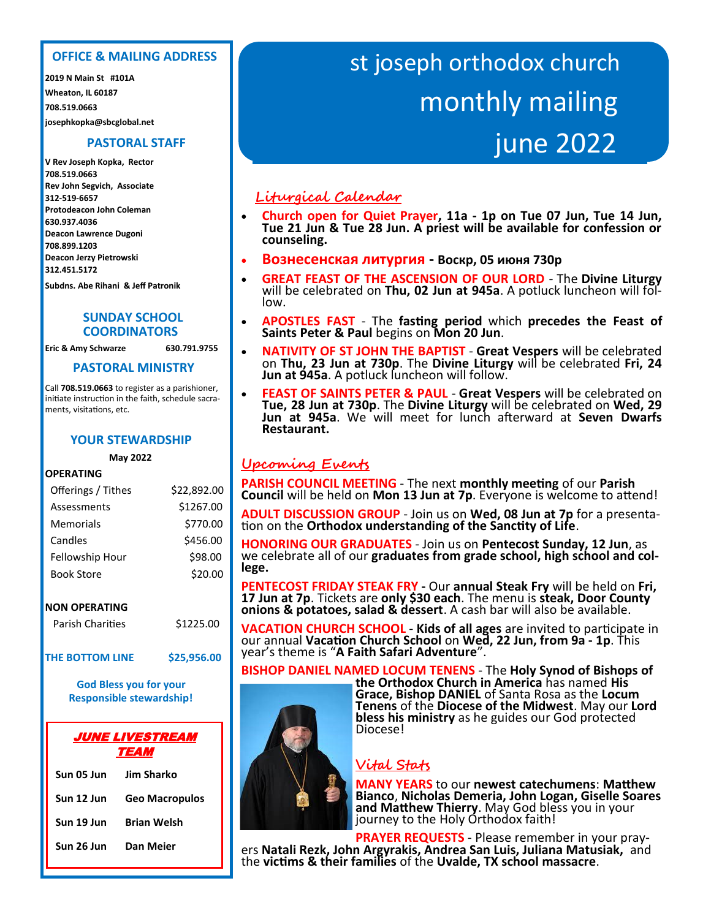# st joseph orthodox church monthly mailing june 2022

## OFFICE & MAILING ADDRESS

**2019 N Main St #101A**
**Wheaton, IL 60187**
**708.519.0663**
**josephkopka@sbcglobal.net**

## PASTORAL STAFF

**V Rev Joseph Kopka, Rector**
**708.519.0663**
**Rev John Segvich, Associate**
**312-519-6657**
**Protodeacon John Coleman**
**630.937.4036**
**Deacon Lawrence Dugoni**
**708.899.1203**
**Deacon Jerzy Pietrowski**
**312.451.5172**
**Subdns. Abe Rihani & Jeff Patronik**

## SUNDAY SCHOOL COORDINATORS

**Eric & Amy Schwarze** **630.791.9755**

## PASTORAL MINISTRY

Call **708.519.0663** to register as a parishioner, initiate instruction in the faith, schedule sacraments, visitations, etc.

## YOUR STEWARDSHIP

**May 2022**

| **OPERATING** | |
|---|---|
| Offerings / Tithes | $22,892.00 |
| Assessments | $1267.00 |
| Memorials | $770.00 |
| Candles | $456.00 |
| Fellowship Hour | $98.00 |
| Book Store | $20.00 |
| **NON OPERATING** | |
| Parish Charities | $1225.00 |
| **THE BOTTOM LINE** | **$25,956.00** |

**God Bless you for your Responsible stewardship!**

## *JUNE LIVESTREAM TEAM*

| | |
|---|---|
| **Sun 05 Jun** | **Jim Sharko** |
| **Sun 12 Jun** | **Geo Macropulos** |
| **Sun 19 Jun** | **Brian Welsh** |
| **Sun 26 Jun** | **Dan Meier** |

## Liturgical Calendar

- **Church open for Quiet Prayer, 11a - 1p on Tue 07 Jun, Tue 14 Jun, Tue 21 Jun & Tue 28 Jun. A priest will be available for confession or counseling.**
- **Вознесенская литургия - Воскр, 05 июня 730p**
- **GREAT FEAST OF THE ASCENSION OF OUR LORD** - The **Divine Liturgy** will be celebrated on **Thu, 02 Jun at 945a**. A potluck luncheon will follow.
- **APOSTLES FAST** - The **fasting period** which **precedes the Feast of Saints Peter & Paul** begins on **Mon 20 Jun**.
- **NATIVITY OF ST JOHN THE BAPTIST** - **Great Vespers** will be celebrated on **Thu, 23 Jun at 730p**. The **Divine Liturgy** will be celebrated **Fri, 24 Jun at 945a**. A potluck luncheon will follow.
- **FEAST OF SAINTS PETER & PAUL** - **Great Vespers** will be celebrated on **Tue, 28 Jun at 730p**. The **Divine Liturgy** will be celebrated on **Wed, 29 Jun at 945a**. We will meet for lunch afterward at **Seven Dwarfs Restaurant.**

## Upcoming Events

**PARISH COUNCIL MEETING** - The next **monthly meeting** of our **Parish Council** will be held on **Mon 13 Jun at 7p**. Everyone is welcome to attend!

**ADULT DISCUSSION GROUP** - Join us on **Wed, 08 Jun at 7p** for a presentation on the **Orthodox understanding of the Sanctity of Life**.

**HONORING OUR GRADUATES** - Join us on **Pentecost Sunday, 12 Jun**, as we celebrate all of our **graduates from grade school, high school and college.**

**PENTECOST FRIDAY STEAK FRY** - Our **annual Steak Fry** will be held on **Fri, 17 Jun at 7p**. Tickets are **only $30 each**. The menu is **steak, Door County onions & potatoes, salad & dessert**. A cash bar will also be available.

**VACATION CHURCH SCHOOL** - **Kids of all ages** are invited to participate in our annual **Vacation Church School** on **Wed, 22 Jun, from 9a - 1p**. This year's theme is "**A Faith Safari Adventure**".

**BISHOP DANIEL NAMED LOCUM TENENS** - The **Holy Synod of Bishops of the Orthodox Church in America** has named **His Grace, Bishop DANIEL** of Santa Rosa as the **Locum Tenens** of the **Diocese of the Midwest**. May our **Lord bless his ministry** as he guides our God protected Diocese!

## Vital Stats

**MANY YEARS** to our **newest catechumens**: **Matthew Bianco**, **Nicholas Demeria, John Logan, Giselle Soares and Matthew Thierry**. May God bless you in your journey to the Holy Orthodox faith!

**PRAYER REQUESTS** - Please remember in your prayers **Natali Rezk, John Argyrakis, Andrea San Luis, Juliana Matusiak,** and the **victims & their families** of the **Uvalde, TX school massacre**.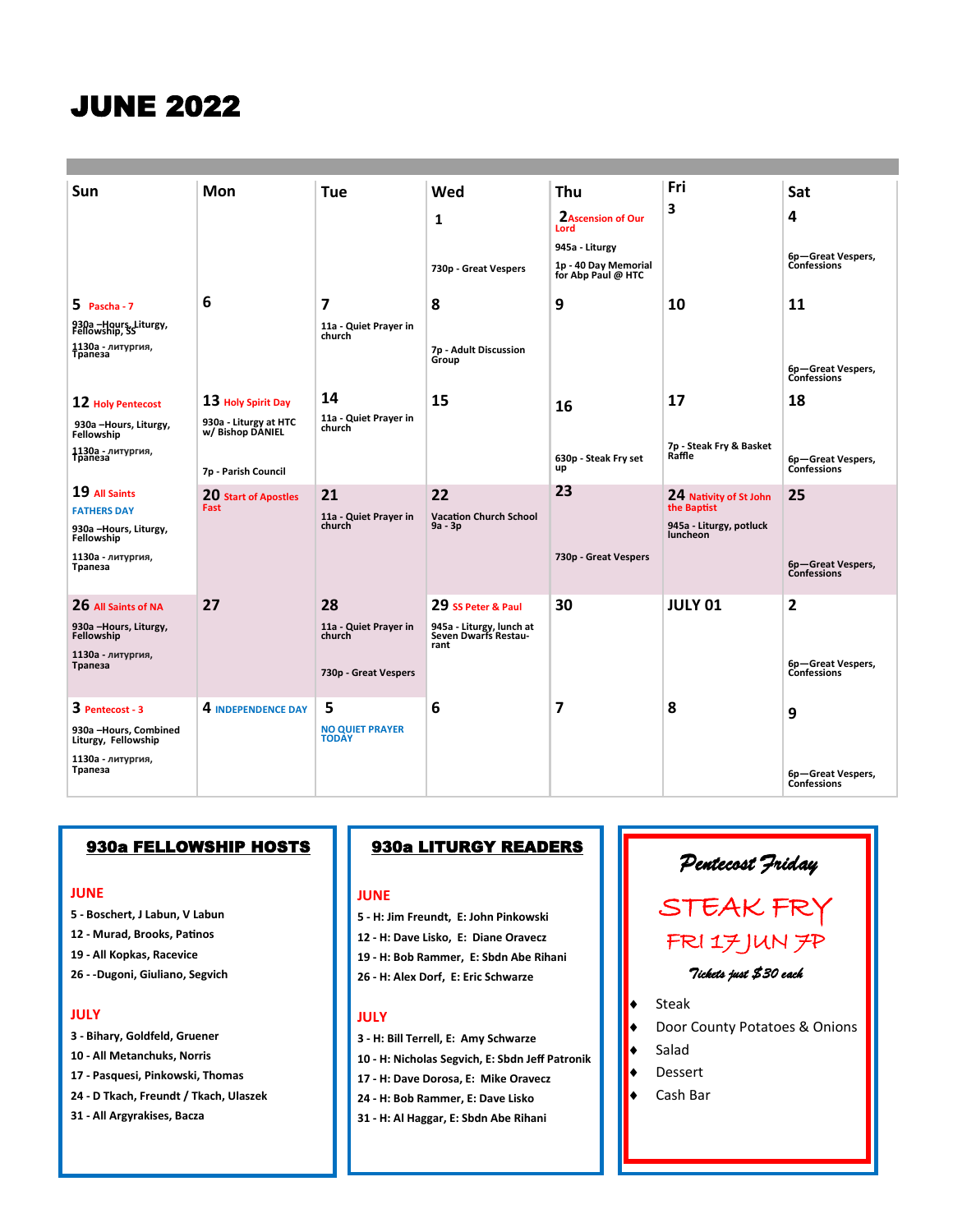# JUNE 2022

| Sun | Mon | Tue | Wed | Thu | Fri | Sat |
|---|---|---|---|---|---|---|
| | | | 1<br><br>730p - Great Vespers | 2 Ascension of Our Lord<br>945a - Liturgy<br>1p - 40 Day Memorial for Abp Paul @ HTC | 3 | 4<br><br>6p—Great Vespers, Confessions |
| 5 Pascha - 7<br>930a –Hours, Liturgy, Fellowship, SS<br>1130a - литургия, Трапеза | 6 | 7<br>11a - Quiet Prayer in church | 8<br><br>7p - Adult Discussion Group | 9 | 10 | 11<br><br>6p—Great Vespers, Confessions |
| 12 Holy Pentecost<br>930a –Hours, Liturgy, Fellowship<br>1130a - литургия, Трапеза | 13 Holy Spirit Day<br>930a - Liturgy at HTC w/ Bishop DANIEL<br><br>7p - Parish Council | 14<br>11a - Quiet Prayer in church | 15 | 16<br><br>630p - Steak Fry set up | 17<br><br>7p - Steak Fry & Basket Raffle | 18<br><br>6p—Great Vespers, Confessions |
| 19 All Saints<br>FATHERS DAY<br>930a –Hours, Liturgy, Fellowship<br>1130a - литургия, Трапеза | 20 Start of Apostles Fast | 21<br>11a - Quiet Prayer in church | 22<br>Vacation Church School 9a - 3p | 23<br><br>730p - Great Vespers | 24 Nativity of St John the Baptist<br>945a - Liturgy, potluck luncheon | 25<br><br>6p—Great Vespers, Confessions |
| 26 All Saints of NA<br>930a –Hours, Liturgy, Fellowship<br>1130a - литургия, Трапеза | 27 | 28<br>11a - Quiet Prayer in church<br><br>730p - Great Vespers | 29 SS Peter & Paul<br>945a - Liturgy, lunch at Seven Dwarfs Restaurant | 30 | JULY 01 | 2<br><br>6p—Great Vespers, Confessions |
| 3 Pentecost - 3<br>930a –Hours, Combined Liturgy, Fellowship<br>1130a - литургия, Трапеза | 4 INDEPENDENCE DAY | 5<br>NO QUIET PRAYER TODAY | 6 | 7 | 8 | 9<br><br>6p—Great Vespers, Confessions |

## 930a FELLOWSHIP HOSTS

**JUNE**

5 - Boschert, J Labun, V Labun
12 - Murad, Brooks, Patinos
19 - All Kopkas, Racevice
26 - -Dugoni, Giuliano, Segvich

**JULY**

3 - Bihary, Goldfeld, Gruener
10 - All Metanchuks, Norris
17 - Pasquesi, Pinkowski, Thomas
24 - D Tkach, Freundt / Tkach, Ulaszek
31 - All Argyrakises, Bacza

## 930a LITURGY READERS

**JUNE**

5 - H: Jim Freundt, E: John Pinkowski
12 - H: Dave Lisko, E: Diane Oravecz
19 - H: Bob Rammer, E: Sbdn Abe Rihani
26 - H: Alex Dorf, E: Eric Schwarze

**JULY**

3 - H: Bill Terrell, E: Amy Schwarze
10 - H: Nicholas Segvich, E: Sbdn Jeff Patronik
17 - H: Dave Dorosa, E: Mike Oravecz
24 - H: Bob Rammer, E: Dave Lisko
31 - H: Al Haggar, E: Sbdn Abe Rihani

## *Pentecost Friday*

## STEAK FRY

### FRI 17 JUN 7P

*Tickets just $30 each*

- Steak
- Door County Potatoes & Onions
- Salad
- Dessert
- Cash Bar